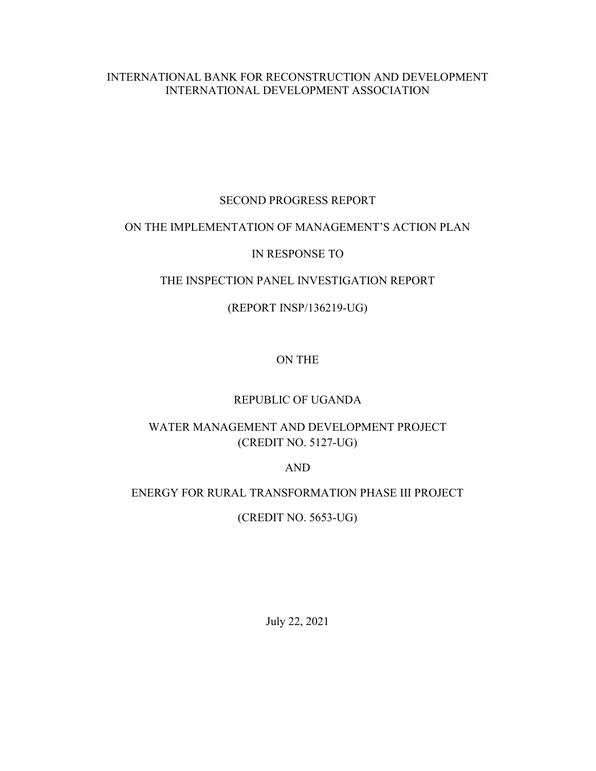INTERNATIONAL BANK FOR RECONSTRUCTION AND DEVELOPMENT
INTERNATIONAL DEVELOPMENT ASSOCIATION

# SECOND PROGRESS REPORT

# ON THE IMPLEMENTATION OF MANAGEMENT'S ACTION PLAN

# IN RESPONSE TO

# THE INSPECTION PANEL INVESTIGATION REPORT

# (REPORT INSP/136219-UG)

ON THE

# REPUBLIC OF UGANDA

# WATER MANAGEMENT AND DEVELOPMENT PROJECT
# (CREDIT NO. 5127-UG)

AND

# ENERGY FOR RURAL TRANSFORMATION PHASE III PROJECT

# (CREDIT NO. 5653-UG)

July 22, 2021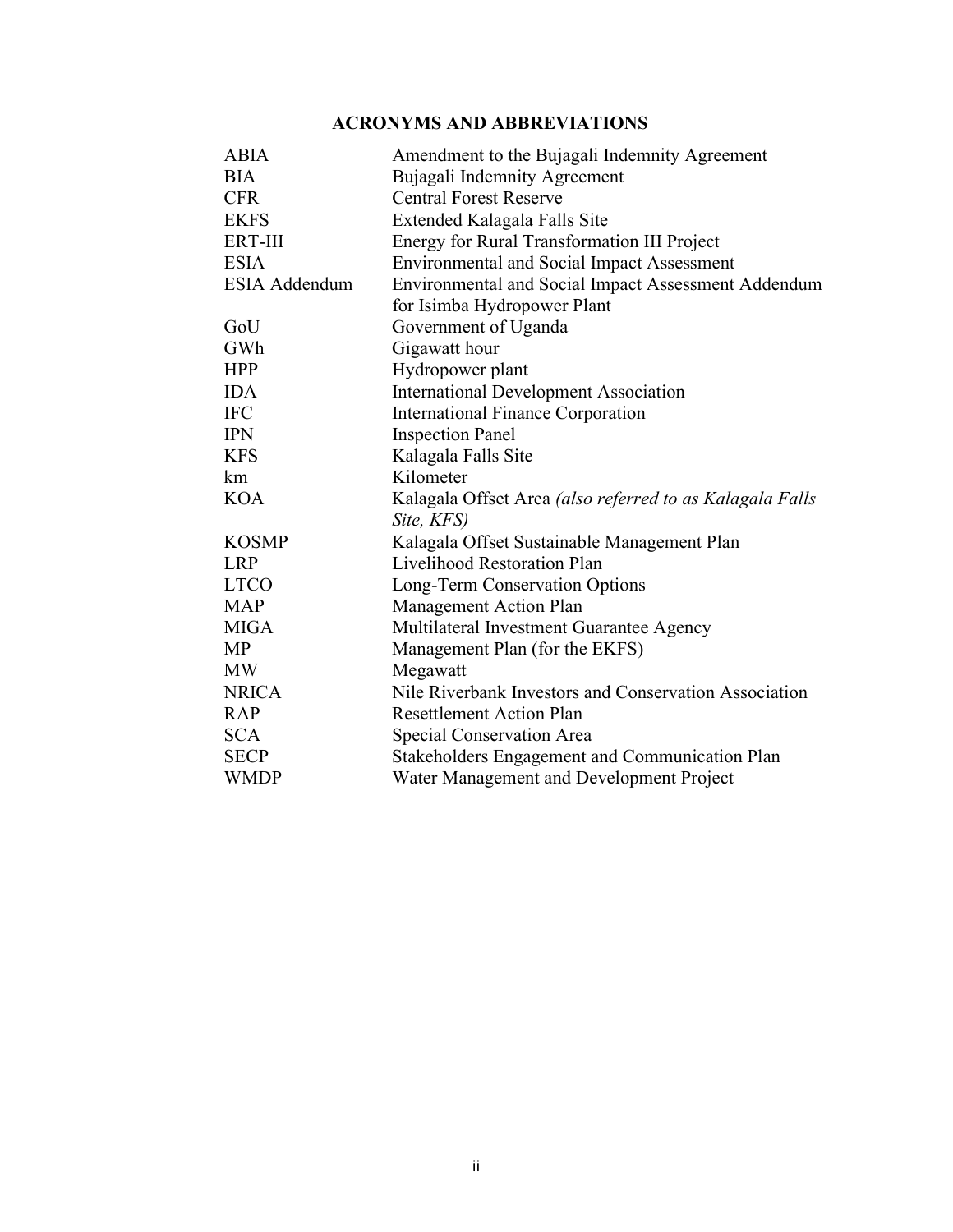## ACRONYMS AND ABBREVIATIONS

| | |
|---|---|
| ABIA | Amendment to the Bujagali Indemnity Agreement |
| BIA | Bujagali Indemnity Agreement |
| CFR | Central Forest Reserve |
| EKFS | Extended Kalagala Falls Site |
| ERT-III | Energy for Rural Transformation III Project |
| ESIA | Environmental and Social Impact Assessment |
| ESIA Addendum | Environmental and Social Impact Assessment Addendum for Isimba Hydropower Plant |
| GoU | Government of Uganda |
| GWh | Gigawatt hour |
| HPP | Hydropower plant |
| IDA | International Development Association |
| IFC | International Finance Corporation |
| IPN | Inspection Panel |
| KFS | Kalagala Falls Site |
| km | Kilometer |
| KOA | Kalagala Offset Area *(also referred to as Kalagala Falls Site, KFS)* |
| KOSMP | Kalagala Offset Sustainable Management Plan |
| LRP | Livelihood Restoration Plan |
| LTCO | Long-Term Conservation Options |
| MAP | Management Action Plan |
| MIGA | Multilateral Investment Guarantee Agency |
| MP | Management Plan (for the EKFS) |
| MW | Megawatt |
| NRICA | Nile Riverbank Investors and Conservation Association |
| RAP | Resettlement Action Plan |
| SCA | Special Conservation Area |
| SECP | Stakeholders Engagement and Communication Plan |
| WMDP | Water Management and Development Project |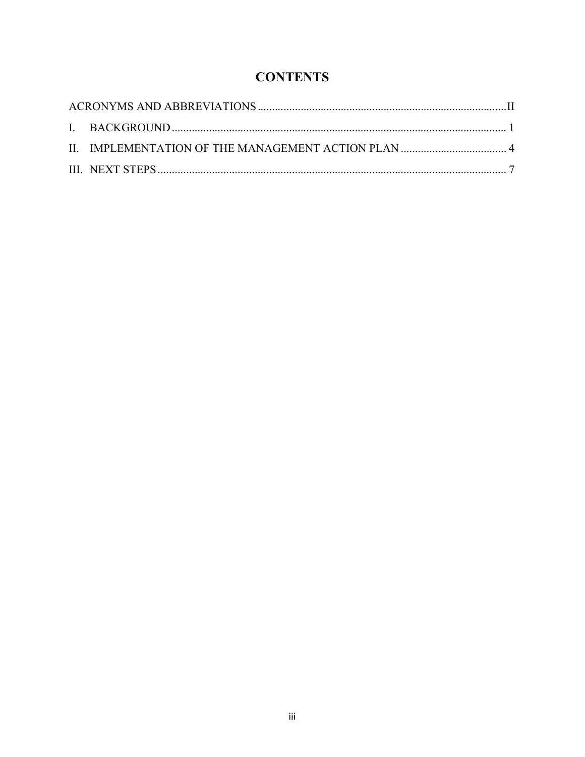# CONTENTS

ACRONYMS AND ABBREVIATIONS ........ II

I. BACKGROUND ........ 1

II. IMPLEMENTATION OF THE MANAGEMENT ACTION PLAN ........ 4

III. NEXT STEPS ........ 7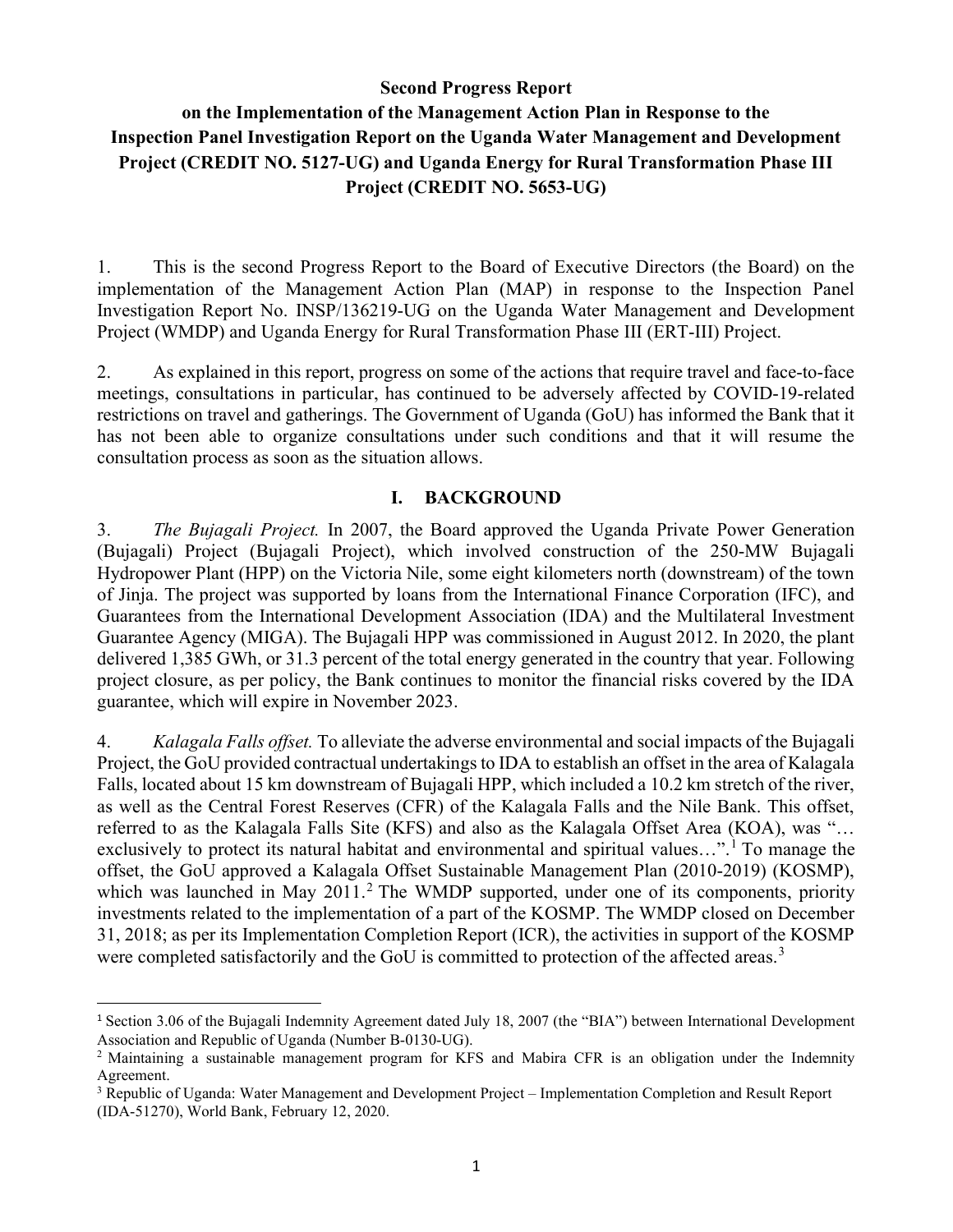**Second Progress Report**

**on the Implementation of the Management Action Plan in Response to the Inspection Panel Investigation Report on the Uganda Water Management and Development Project (CREDIT NO. 5127-UG) and Uganda Energy for Rural Transformation Phase III Project (CREDIT NO. 5653-UG)**

1. This is the second Progress Report to the Board of Executive Directors (the Board) on the implementation of the Management Action Plan (MAP) in response to the Inspection Panel Investigation Report No. INSP/136219-UG on the Uganda Water Management and Development Project (WMDP) and Uganda Energy for Rural Transformation Phase III (ERT-III) Project.

2. As explained in this report, progress on some of the actions that require travel and face-to-face meetings, consultations in particular, has continued to be adversely affected by COVID-19-related restrictions on travel and gatherings. The Government of Uganda (GoU) has informed the Bank that it has not been able to organize consultations under such conditions and that it will resume the consultation process as soon as the situation allows.

## I. BACKGROUND

3. *The Bujagali Project.* In 2007, the Board approved the Uganda Private Power Generation (Bujagali) Project (Bujagali Project), which involved construction of the 250-MW Bujagali Hydropower Plant (HPP) on the Victoria Nile, some eight kilometers north (downstream) of the town of Jinja. The project was supported by loans from the International Finance Corporation (IFC), and Guarantees from the International Development Association (IDA) and the Multilateral Investment Guarantee Agency (MIGA). The Bujagali HPP was commissioned in August 2012. In 2020, the plant delivered 1,385 GWh, or 31.3 percent of the total energy generated in the country that year. Following project closure, as per policy, the Bank continues to monitor the financial risks covered by the IDA guarantee, which will expire in November 2023.

4. *Kalagala Falls offset.* To alleviate the adverse environmental and social impacts of the Bujagali Project, the GoU provided contractual undertakings to IDA to establish an offset in the area of Kalagala Falls, located about 15 km downstream of Bujagali HPP, which included a 10.2 km stretch of the river, as well as the Central Forest Reserves (CFR) of the Kalagala Falls and the Nile Bank. This offset, referred to as the Kalagala Falls Site (KFS) and also as the Kalagala Offset Area (KOA), was "… exclusively to protect its natural habitat and environmental and spiritual values…".[1] To manage the offset, the GoU approved a Kalagala Offset Sustainable Management Plan (2010-2019) (KOSMP), which was launched in May 2011.[2] The WMDP supported, under one of its components, priority investments related to the implementation of a part of the KOSMP. The WMDP closed on December 31, 2018; as per its Implementation Completion Report (ICR), the activities in support of the KOSMP were completed satisfactorily and the GoU is committed to protection of the affected areas.[3]

---

[1] Section 3.06 of the Bujagali Indemnity Agreement dated July 18, 2007 (the "BIA") between International Development Association and Republic of Uganda (Number B-0130-UG).

[2] Maintaining a sustainable management program for KFS and Mabira CFR is an obligation under the Indemnity Agreement.

[3] Republic of Uganda: Water Management and Development Project – Implementation Completion and Result Report (IDA-51270), World Bank, February 12, 2020.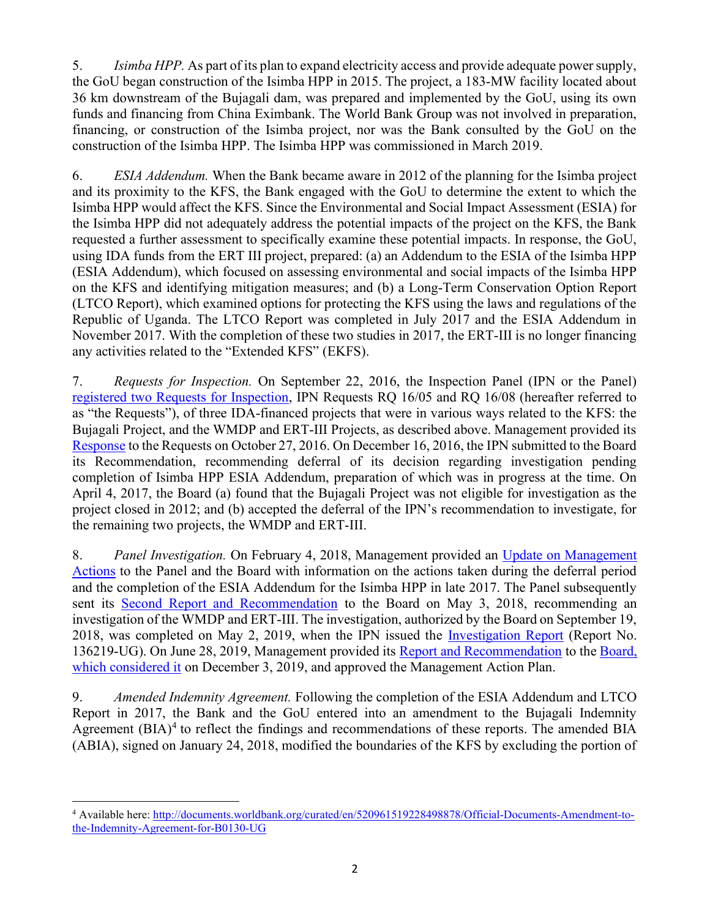5. *Isimba HPP.* As part of its plan to expand electricity access and provide adequate power supply, the GoU began construction of the Isimba HPP in 2015. The project, a 183-MW facility located about 36 km downstream of the Bujagali dam, was prepared and implemented by the GoU, using its own funds and financing from China Eximbank. The World Bank Group was not involved in preparation, financing, or construction of the Isimba project, nor was the Bank consulted by the GoU on the construction of the Isimba HPP. The Isimba HPP was commissioned in March 2019.

6. *ESIA Addendum.* When the Bank became aware in 2012 of the planning for the Isimba project and its proximity to the KFS, the Bank engaged with the GoU to determine the extent to which the Isimba HPP would affect the KFS. Since the Environmental and Social Impact Assessment (ESIA) for the Isimba HPP did not adequately address the potential impacts of the project on the KFS, the Bank requested a further assessment to specifically examine these potential impacts. In response, the GoU, using IDA funds from the ERT III project, prepared: (a) an Addendum to the ESIA of the Isimba HPP (ESIA Addendum), which focused on assessing environmental and social impacts of the Isimba HPP on the KFS and identifying mitigation measures; and (b) a Long-Term Conservation Option Report (LTCO Report), which examined options for protecting the KFS using the laws and regulations of the Republic of Uganda. The LTCO Report was completed in July 2017 and the ESIA Addendum in November 2017. With the completion of these two studies in 2017, the ERT-III is no longer financing any activities related to the "Extended KFS" (EKFS).

7. *Requests for Inspection.* On September 22, 2016, the Inspection Panel (IPN or the Panel) registered two Requests for Inspection, IPN Requests RQ 16/05 and RQ 16/08 (hereafter referred to as "the Requests"), of three IDA-financed projects that were in various ways related to the KFS: the Bujagali Project, and the WMDP and ERT-III Projects, as described above. Management provided its Response to the Requests on October 27, 2016. On December 16, 2016, the IPN submitted to the Board its Recommendation, recommending deferral of its decision regarding investigation pending completion of Isimba HPP ESIA Addendum, preparation of which was in progress at the time. On April 4, 2017, the Board (a) found that the Bujagali Project was not eligible for investigation as the project closed in 2012; and (b) accepted the deferral of the IPN's recommendation to investigate, for the remaining two projects, the WMDP and ERT-III.

8. *Panel Investigation.* On February 4, 2018, Management provided an Update on Management Actions to the Panel and the Board with information on the actions taken during the deferral period and the completion of the ESIA Addendum for the Isimba HPP in late 2017. The Panel subsequently sent its Second Report and Recommendation to the Board on May 3, 2018, recommending an investigation of the WMDP and ERT-III. The investigation, authorized by the Board on September 19, 2018, was completed on May 2, 2019, when the IPN issued the Investigation Report (Report No. 136219-UG). On June 28, 2019, Management provided its Report and Recommendation to the Board, which considered it on December 3, 2019, and approved the Management Action Plan.

9. *Amended Indemnity Agreement.* Following the completion of the ESIA Addendum and LTCO Report in 2017, the Bank and the GoU entered into an amendment to the Bujagali Indemnity Agreement (BIA)[4] to reflect the findings and recommendations of these reports. The amended BIA (ABIA), signed on January 24, 2018, modified the boundaries of the KFS by excluding the portion of

---

[4] Available here: http://documents.worldbank.org/curated/en/520961519228498878/Official-Documents-Amendment-to-the-Indemnity-Agreement-for-B0130-UG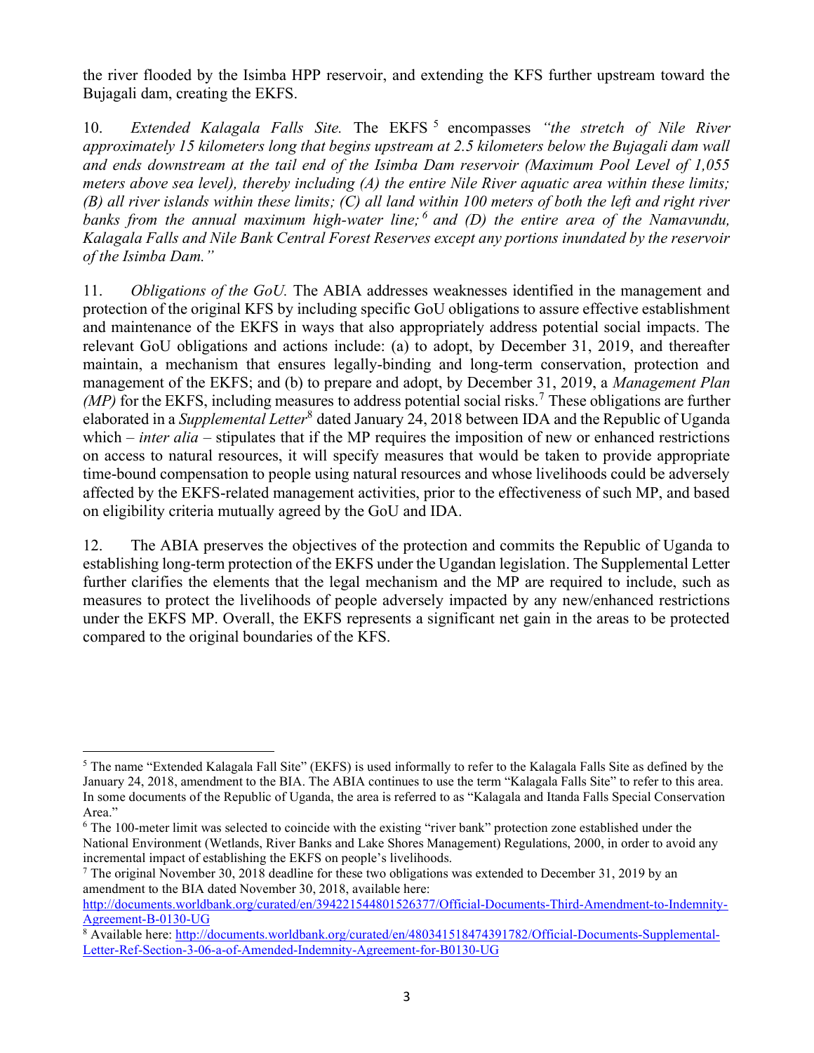the river flooded by the Isimba HPP reservoir, and extending the KFS further upstream toward the Bujagali dam, creating the EKFS.

10. *Extended Kalagala Falls Site.* The EKFS [5] encompasses *"the stretch of Nile River approximately 15 kilometers long that begins upstream at 2.5 kilometers below the Bujagali dam wall and ends downstream at the tail end of the Isimba Dam reservoir (Maximum Pool Level of 1,055 meters above sea level), thereby including (A) the entire Nile River aquatic area within these limits; (B) all river islands within these limits; (C) all land within 100 meters of both the left and right river banks from the annual maximum high-water line;* [6] *and (D) the entire area of the Namavundu, Kalagala Falls and Nile Bank Central Forest Reserves except any portions inundated by the reservoir of the Isimba Dam."*

11. *Obligations of the GoU.* The ABIA addresses weaknesses identified in the management and protection of the original KFS by including specific GoU obligations to assure effective establishment and maintenance of the EKFS in ways that also appropriately address potential social impacts. The relevant GoU obligations and actions include: (a) to adopt, by December 31, 2019, and thereafter maintain, a mechanism that ensures legally-binding and long-term conservation, protection and management of the EKFS; and (b) to prepare and adopt, by December 31, 2019, a *Management Plan (MP)* for the EKFS, including measures to address potential social risks.[7] These obligations are further elaborated in a *Supplemental Letter*[8] dated January 24, 2018 between IDA and the Republic of Uganda which – *inter alia* – stipulates that if the MP requires the imposition of new or enhanced restrictions on access to natural resources, it will specify measures that would be taken to provide appropriate time-bound compensation to people using natural resources and whose livelihoods could be adversely affected by the EKFS-related management activities, prior to the effectiveness of such MP, and based on eligibility criteria mutually agreed by the GoU and IDA.

12. The ABIA preserves the objectives of the protection and commits the Republic of Uganda to establishing long-term protection of the EKFS under the Ugandan legislation. The Supplemental Letter further clarifies the elements that the legal mechanism and the MP are required to include, such as measures to protect the livelihoods of people adversely impacted by any new/enhanced restrictions under the EKFS MP. Overall, the EKFS represents a significant net gain in the areas to be protected compared to the original boundaries of the KFS.

---

[5] The name "Extended Kalagala Fall Site" (EKFS) is used informally to refer to the Kalagala Falls Site as defined by the January 24, 2018, amendment to the BIA. The ABIA continues to use the term "Kalagala Falls Site" to refer to this area. In some documents of the Republic of Uganda, the area is referred to as "Kalagala and Itanda Falls Special Conservation Area."

[6] The 100-meter limit was selected to coincide with the existing "river bank" protection zone established under the National Environment (Wetlands, River Banks and Lake Shores Management) Regulations, 2000, in order to avoid any incremental impact of establishing the EKFS on people's livelihoods.

[7] The original November 30, 2018 deadline for these two obligations was extended to December 31, 2019 by an amendment to the BIA dated November 30, 2018, available here: http://documents.worldbank.org/curated/en/394221544801526377/Official-Documents-Third-Amendment-to-Indemnity-Agreement-B-0130-UG

[8] Available here: http://documents.worldbank.org/curated/en/480341518474391782/Official-Documents-Supplemental-Letter-Ref-Section-3-06-a-of-Amended-Indemnity-Agreement-for-B0130-UG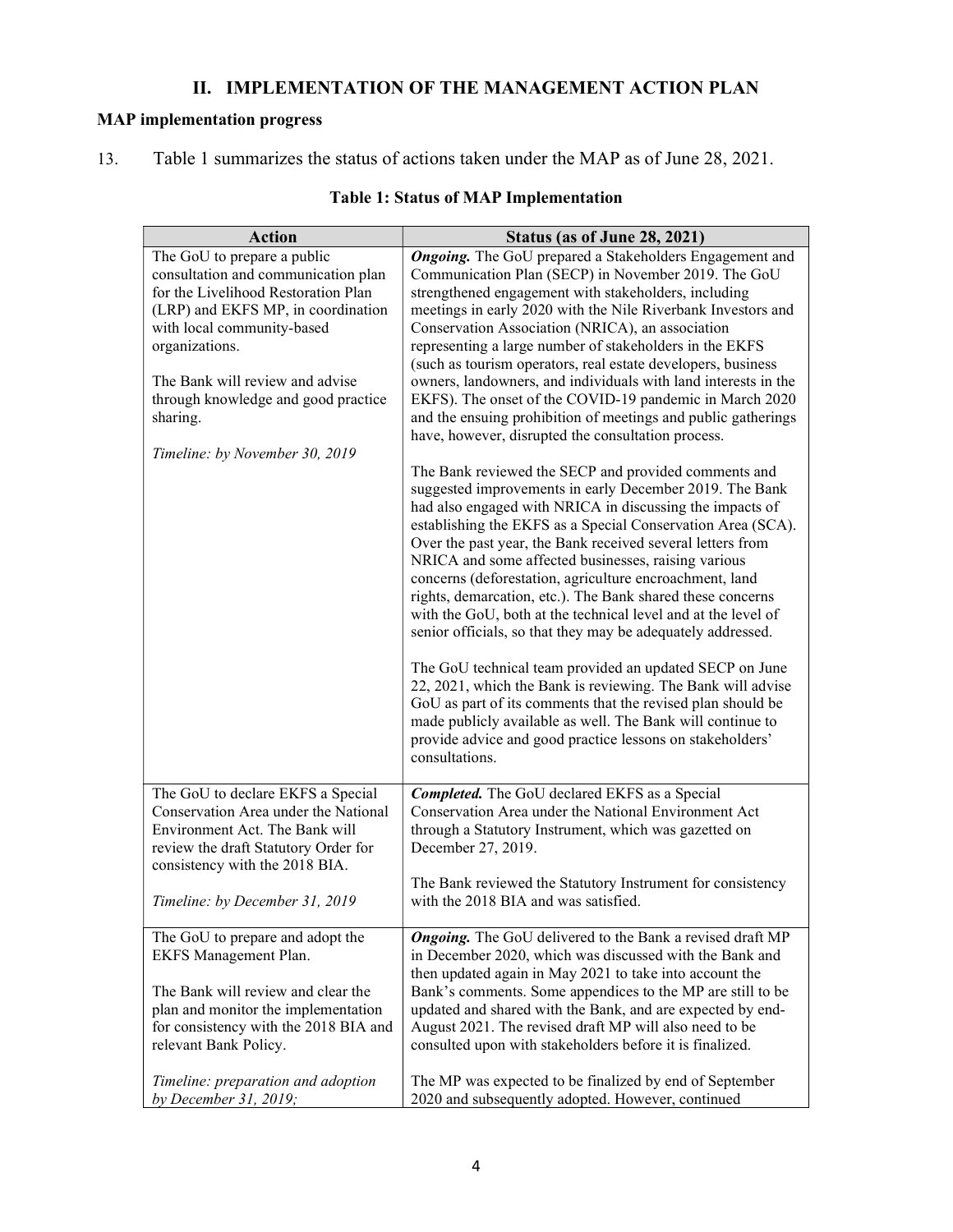## II. IMPLEMENTATION OF THE MANAGEMENT ACTION PLAN

### MAP implementation progress

13. Table 1 summarizes the status of actions taken under the MAP as of June 28, 2021.

**Table 1: Status of MAP Implementation**

| Action | Status (as of June 28, 2021) |
|---|---|
| The GoU to prepare a public consultation and communication plan for the Livelihood Restoration Plan (LRP) and EKFS MP, in coordination with local community-based organizations.<br><br>The Bank will review and advise through knowledge and good practice sharing.<br><br>*Timeline: by November 30, 2019* | ***Ongoing.*** The GoU prepared a Stakeholders Engagement and Communication Plan (SECP) in November 2019. The GoU strengthened engagement with stakeholders, including meetings in early 2020 with the Nile Riverbank Investors and Conservation Association (NRICA), an association representing a large number of stakeholders in the EKFS (such as tourism operators, real estate developers, business owners, landowners, and individuals with land interests in the EKFS). The onset of the COVID-19 pandemic in March 2020 and the ensuing prohibition of meetings and public gatherings have, however, disrupted the consultation process.<br><br>The Bank reviewed the SECP and provided comments and suggested improvements in early December 2019. The Bank had also engaged with NRICA in discussing the impacts of establishing the EKFS as a Special Conservation Area (SCA). Over the past year, the Bank received several letters from NRICA and some affected businesses, raising various concerns (deforestation, agriculture encroachment, land rights, demarcation, etc.). The Bank shared these concerns with the GoU, both at the technical level and at the level of senior officials, so that they may be adequately addressed.<br><br>The GoU technical team provided an updated SECP on June 22, 2021, which the Bank is reviewing. The Bank will advise GoU as part of its comments that the revised plan should be made publicly available as well. The Bank will continue to provide advice and good practice lessons on stakeholders' consultations. |
| The GoU to declare EKFS a Special Conservation Area under the National Environment Act. The Bank will review the draft Statutory Order for consistency with the 2018 BIA.<br><br>*Timeline: by December 31, 2019* | ***Completed.*** The GoU declared EKFS as a Special Conservation Area under the National Environment Act through a Statutory Instrument, which was gazetted on December 27, 2019.<br><br>The Bank reviewed the Statutory Instrument for consistency with the 2018 BIA and was satisfied. |
| The GoU to prepare and adopt the EKFS Management Plan.<br><br>The Bank will review and clear the plan and monitor the implementation for consistency with the 2018 BIA and relevant Bank Policy.<br><br>*Timeline: preparation and adoption by December 31, 2019;* | ***Ongoing.*** The GoU delivered to the Bank a revised draft MP in December 2020, which was discussed with the Bank and then updated again in May 2021 to take into account the Bank's comments. Some appendices to the MP are still to be updated and shared with the Bank, and are expected by end-August 2021. The revised draft MP will also need to be consulted upon with stakeholders before it is finalized.<br><br>The MP was expected to be finalized by end of September 2020 and subsequently adopted. However, continued |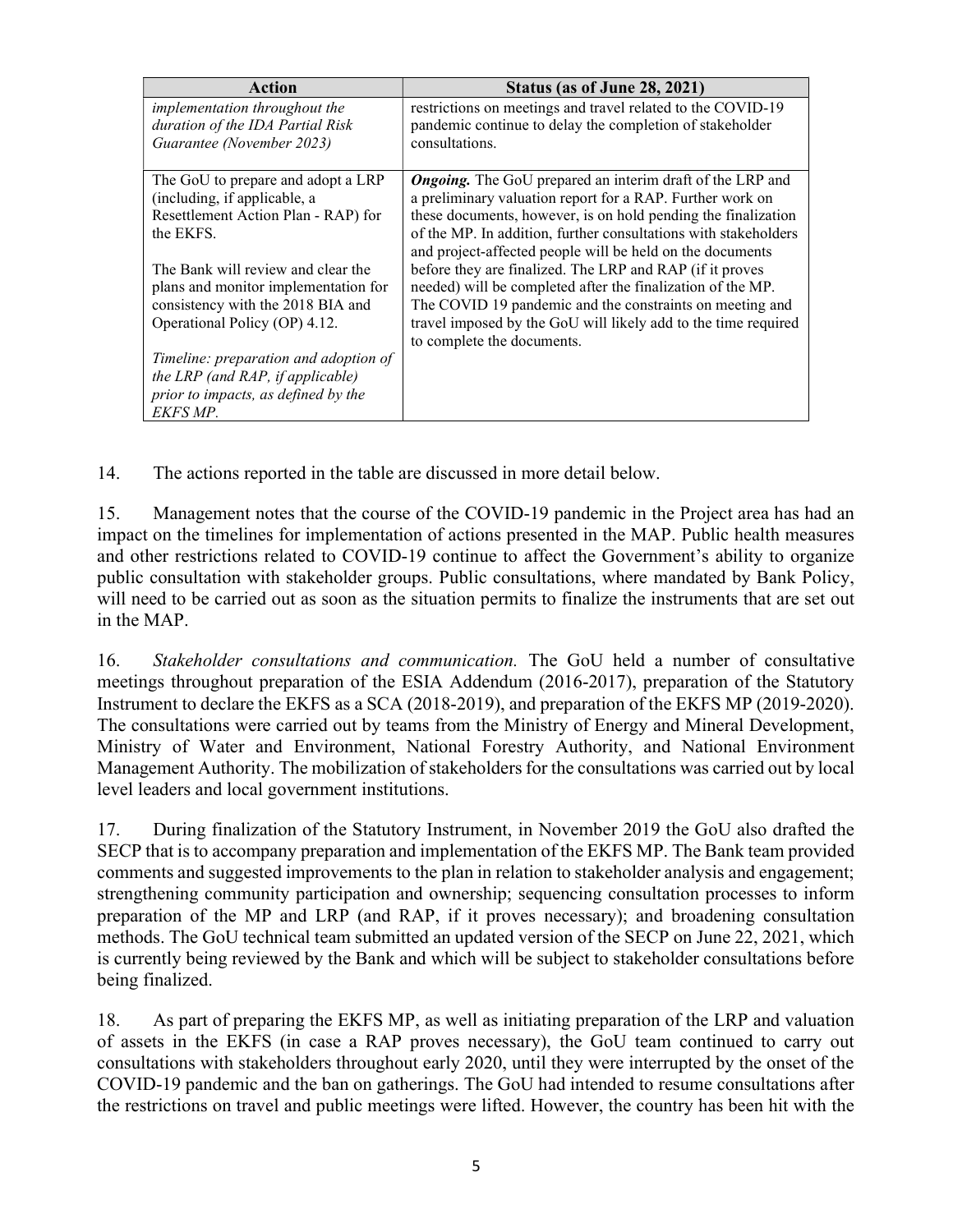| Action | Status (as of June 28, 2021) |
|---|---|
| *implementation throughout the duration of the IDA Partial Risk Guarantee (November 2023)* | restrictions on meetings and travel related to the COVID-19 pandemic continue to delay the completion of stakeholder consultations. |
| The GoU to prepare and adopt a LRP (including, if applicable, a Resettlement Action Plan - RAP) for the EKFS.<br><br>The Bank will review and clear the plans and monitor implementation for consistency with the 2018 BIA and Operational Policy (OP) 4.12.<br><br>*Timeline: preparation and adoption of the LRP (and RAP, if applicable) prior to impacts, as defined by the EKFS MP.* | ***Ongoing.*** The GoU prepared an interim draft of the LRP and a preliminary valuation report for a RAP. Further work on these documents, however, is on hold pending the finalization of the MP. In addition, further consultations with stakeholders and project-affected people will be held on the documents before they are finalized. The LRP and RAP (if it proves needed) will be completed after the finalization of the MP. The COVID 19 pandemic and the constraints on meeting and travel imposed by the GoU will likely add to the time required to complete the documents. |

14. The actions reported in the table are discussed in more detail below.

15. Management notes that the course of the COVID-19 pandemic in the Project area has had an impact on the timelines for implementation of actions presented in the MAP. Public health measures and other restrictions related to COVID-19 continue to affect the Government's ability to organize public consultation with stakeholder groups. Public consultations, where mandated by Bank Policy, will need to be carried out as soon as the situation permits to finalize the instruments that are set out in the MAP.

16. *Stakeholder consultations and communication.* The GoU held a number of consultative meetings throughout preparation of the ESIA Addendum (2016-2017), preparation of the Statutory Instrument to declare the EKFS as a SCA (2018-2019), and preparation of the EKFS MP (2019-2020). The consultations were carried out by teams from the Ministry of Energy and Mineral Development, Ministry of Water and Environment, National Forestry Authority, and National Environment Management Authority. The mobilization of stakeholders for the consultations was carried out by local level leaders and local government institutions.

17. During finalization of the Statutory Instrument, in November 2019 the GoU also drafted the SECP that is to accompany preparation and implementation of the EKFS MP. The Bank team provided comments and suggested improvements to the plan in relation to stakeholder analysis and engagement; strengthening community participation and ownership; sequencing consultation processes to inform preparation of the MP and LRP (and RAP, if it proves necessary); and broadening consultation methods. The GoU technical team submitted an updated version of the SECP on June 22, 2021, which is currently being reviewed by the Bank and which will be subject to stakeholder consultations before being finalized.

18. As part of preparing the EKFS MP, as well as initiating preparation of the LRP and valuation of assets in the EKFS (in case a RAP proves necessary), the GoU team continued to carry out consultations with stakeholders throughout early 2020, until they were interrupted by the onset of the COVID-19 pandemic and the ban on gatherings. The GoU had intended to resume consultations after the restrictions on travel and public meetings were lifted. However, the country has been hit with the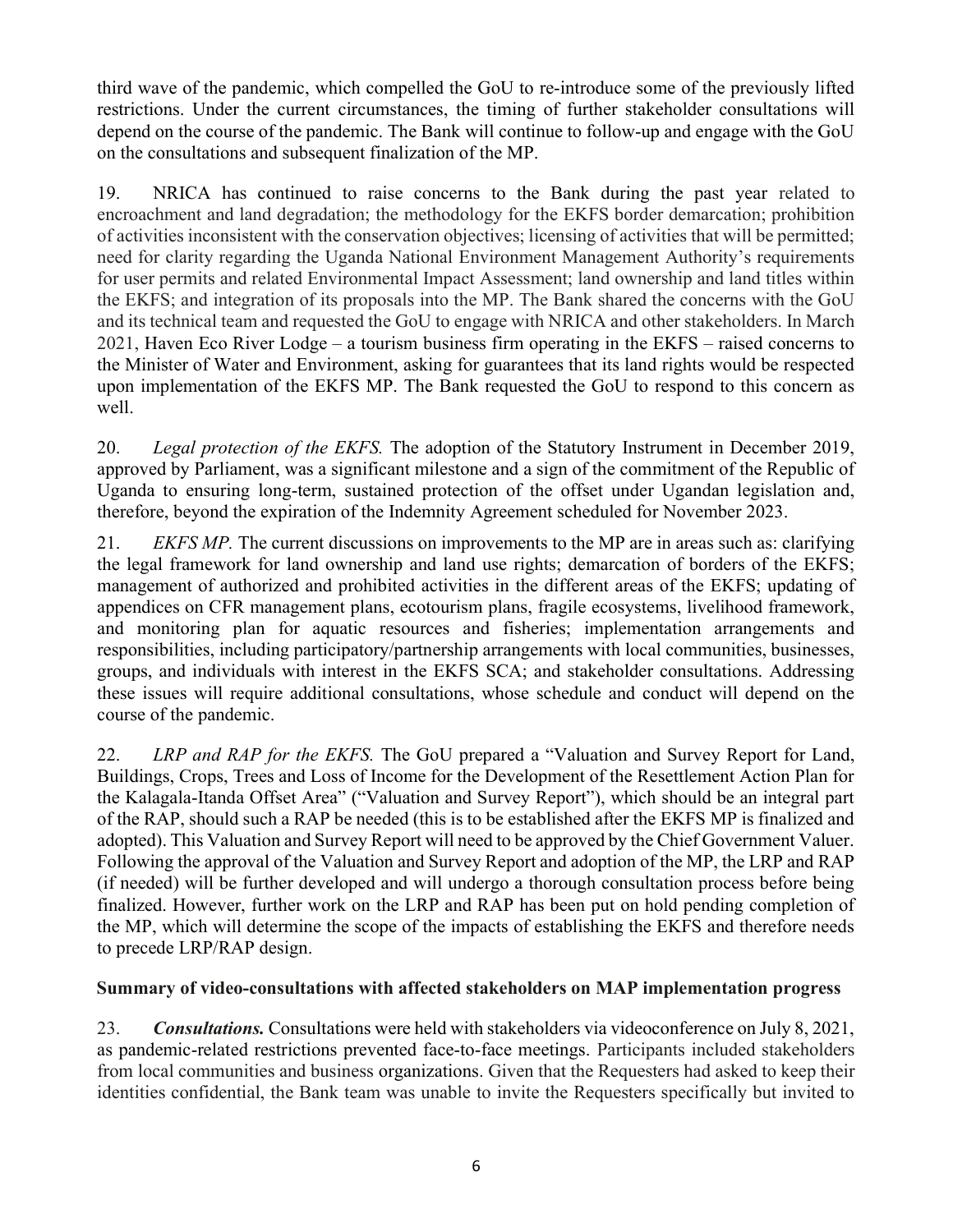third wave of the pandemic, which compelled the GoU to re-introduce some of the previously lifted restrictions. Under the current circumstances, the timing of further stakeholder consultations will depend on the course of the pandemic. The Bank will continue to follow-up and engage with the GoU on the consultations and subsequent finalization of the MP.

19. NRICA has continued to raise concerns to the Bank during the past year related to encroachment and land degradation; the methodology for the EKFS border demarcation; prohibition of activities inconsistent with the conservation objectives; licensing of activities that will be permitted; need for clarity regarding the Uganda National Environment Management Authority's requirements for user permits and related Environmental Impact Assessment; land ownership and land titles within the EKFS; and integration of its proposals into the MP. The Bank shared the concerns with the GoU and its technical team and requested the GoU to engage with NRICA and other stakeholders. In March 2021, Haven Eco River Lodge – a tourism business firm operating in the EKFS – raised concerns to the Minister of Water and Environment, asking for guarantees that its land rights would be respected upon implementation of the EKFS MP. The Bank requested the GoU to respond to this concern as well.

20. *Legal protection of the EKFS.* The adoption of the Statutory Instrument in December 2019, approved by Parliament, was a significant milestone and a sign of the commitment of the Republic of Uganda to ensuring long-term, sustained protection of the offset under Ugandan legislation and, therefore, beyond the expiration of the Indemnity Agreement scheduled for November 2023.

21. *EKFS MP.* The current discussions on improvements to the MP are in areas such as: clarifying the legal framework for land ownership and land use rights; demarcation of borders of the EKFS; management of authorized and prohibited activities in the different areas of the EKFS; updating of appendices on CFR management plans, ecotourism plans, fragile ecosystems, livelihood framework, and monitoring plan for aquatic resources and fisheries; implementation arrangements and responsibilities, including participatory/partnership arrangements with local communities, businesses, groups, and individuals with interest in the EKFS SCA; and stakeholder consultations. Addressing these issues will require additional consultations, whose schedule and conduct will depend on the course of the pandemic.

22. *LRP and RAP for the EKFS.* The GoU prepared a "Valuation and Survey Report for Land, Buildings, Crops, Trees and Loss of Income for the Development of the Resettlement Action Plan for the Kalagala-Itanda Offset Area" ("Valuation and Survey Report"), which should be an integral part of the RAP, should such a RAP be needed (this is to be established after the EKFS MP is finalized and adopted). This Valuation and Survey Report will need to be approved by the Chief Government Valuer. Following the approval of the Valuation and Survey Report and adoption of the MP, the LRP and RAP (if needed) will be further developed and will undergo a thorough consultation process before being finalized. However, further work on the LRP and RAP has been put on hold pending completion of the MP, which will determine the scope of the impacts of establishing the EKFS and therefore needs to precede LRP/RAP design.

**Summary of video-consultations with affected stakeholders on MAP implementation progress**

23. ***Consultations.*** Consultations were held with stakeholders via videoconference on July 8, 2021, as pandemic-related restrictions prevented face-to-face meetings. Participants included stakeholders from local communities and business organizations. Given that the Requesters had asked to keep their identities confidential, the Bank team was unable to invite the Requesters specifically but invited to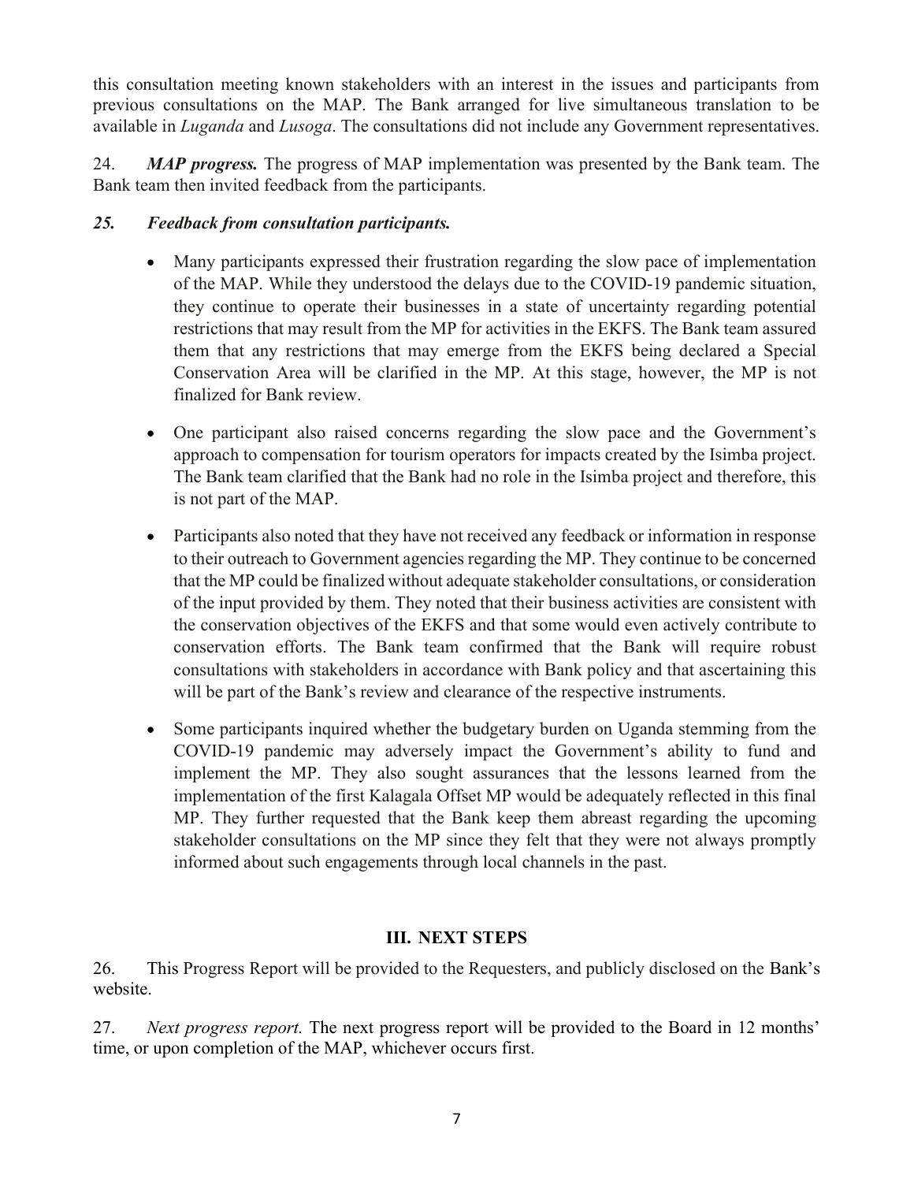this consultation meeting known stakeholders with an interest in the issues and participants from previous consultations on the MAP. The Bank arranged for live simultaneous translation to be available in *Luganda* and *Lusoga*. The consultations did not include any Government representatives.

24. ***MAP progress.*** The progress of MAP implementation was presented by the Bank team. The Bank team then invited feedback from the participants.

***25. Feedback from consultation participants.***

- Many participants expressed their frustration regarding the slow pace of implementation of the MAP. While they understood the delays due to the COVID-19 pandemic situation, they continue to operate their businesses in a state of uncertainty regarding potential restrictions that may result from the MP for activities in the EKFS. The Bank team assured them that any restrictions that may emerge from the EKFS being declared a Special Conservation Area will be clarified in the MP. At this stage, however, the MP is not finalized for Bank review.

- One participant also raised concerns regarding the slow pace and the Government's approach to compensation for tourism operators for impacts created by the Isimba project. The Bank team clarified that the Bank had no role in the Isimba project and therefore, this is not part of the MAP.

- Participants also noted that they have not received any feedback or information in response to their outreach to Government agencies regarding the MP. They continue to be concerned that the MP could be finalized without adequate stakeholder consultations, or consideration of the input provided by them. They noted that their business activities are consistent with the conservation objectives of the EKFS and that some would even actively contribute to conservation efforts. The Bank team confirmed that the Bank will require robust consultations with stakeholders in accordance with Bank policy and that ascertaining this will be part of the Bank's review and clearance of the respective instruments.

- Some participants inquired whether the budgetary burden on Uganda stemming from the COVID-19 pandemic may adversely impact the Government's ability to fund and implement the MP. They also sought assurances that the lessons learned from the implementation of the first Kalagala Offset MP would be adequately reflected in this final MP. They further requested that the Bank keep them abreast regarding the upcoming stakeholder consultations on the MP since they felt that they were not always promptly informed about such engagements through local channels in the past.

## III. NEXT STEPS

26. This Progress Report will be provided to the Requesters, and publicly disclosed on the Bank's website.

27. *Next progress report.* The next progress report will be provided to the Board in 12 months' time, or upon completion of the MAP, whichever occurs first.